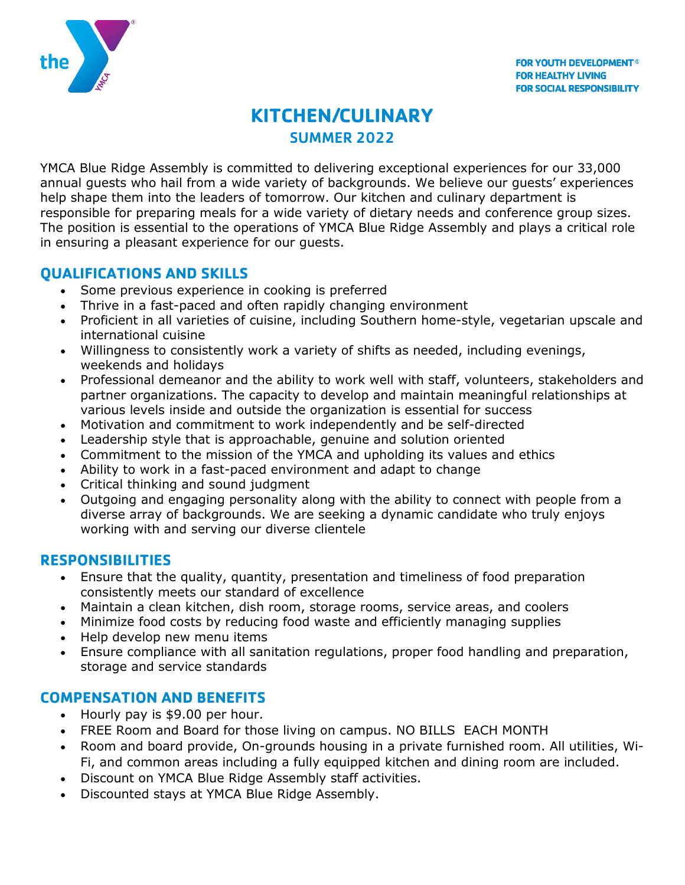FOR YOUTH DEVELOPMENT®
FOR HEALTHY LIVING
FOR SOCIAL RESPONSIBILITY

# KITCHEN/CULINARY

## SUMMER 2022

YMCA Blue Ridge Assembly is committed to delivering exceptional experiences for our 33,000 annual guests who hail from a wide variety of backgrounds. We believe our guests' experiences help shape them into the leaders of tomorrow. Our kitchen and culinary department is responsible for preparing meals for a wide variety of dietary needs and conference group sizes. The position is essential to the operations of YMCA Blue Ridge Assembly and plays a critical role in ensuring a pleasant experience for our guests.

## QUALIFICATIONS AND SKILLS

- Some previous experience in cooking is preferred
- Thrive in a fast-paced and often rapidly changing environment
- Proficient in all varieties of cuisine, including Southern home-style, vegetarian upscale and international cuisine
- Willingness to consistently work a variety of shifts as needed, including evenings, weekends and holidays
- Professional demeanor and the ability to work well with staff, volunteers, stakeholders and partner organizations. The capacity to develop and maintain meaningful relationships at various levels inside and outside the organization is essential for success
- Motivation and commitment to work independently and be self-directed
- Leadership style that is approachable, genuine and solution oriented
- Commitment to the mission of the YMCA and upholding its values and ethics
- Ability to work in a fast-paced environment and adapt to change
- Critical thinking and sound judgment
- Outgoing and engaging personality along with the ability to connect with people from a diverse array of backgrounds. We are seeking a dynamic candidate who truly enjoys working with and serving our diverse clientele

## RESPONSIBILITIES

- Ensure that the quality, quantity, presentation and timeliness of food preparation consistently meets our standard of excellence
- Maintain a clean kitchen, dish room, storage rooms, service areas, and coolers
- Minimize food costs by reducing food waste and efficiently managing supplies
- Help develop new menu items
- Ensure compliance with all sanitation regulations, proper food handling and preparation, storage and service standards

## COMPENSATION AND BENEFITS

- Hourly pay is $9.00 per hour.
- FREE Room and Board for those living on campus. NO BILLS EACH MONTH
- Room and board provide, On-grounds housing in a private furnished room. All utilities, Wi-Fi, and common areas including a fully equipped kitchen and dining room are included.
- Discount on YMCA Blue Ridge Assembly staff activities.
- Discounted stays at YMCA Blue Ridge Assembly.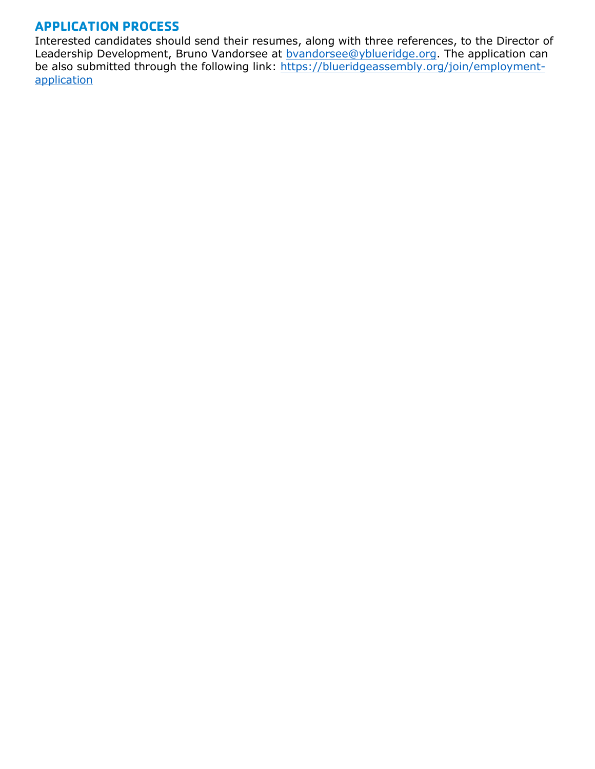## APPLICATION PROCESS

Interested candidates should send their resumes, along with three references, to the Director of Leadership Development, Bruno Vandorsee at [bvandorsee@yblueridge.org](mailto:bvandorsee@yblueridge.org). The application can be also submitted through the following link: [https://blueridgeassembly.org/join/employment-application](https://blueridgeassembly.org/join/employment-application)